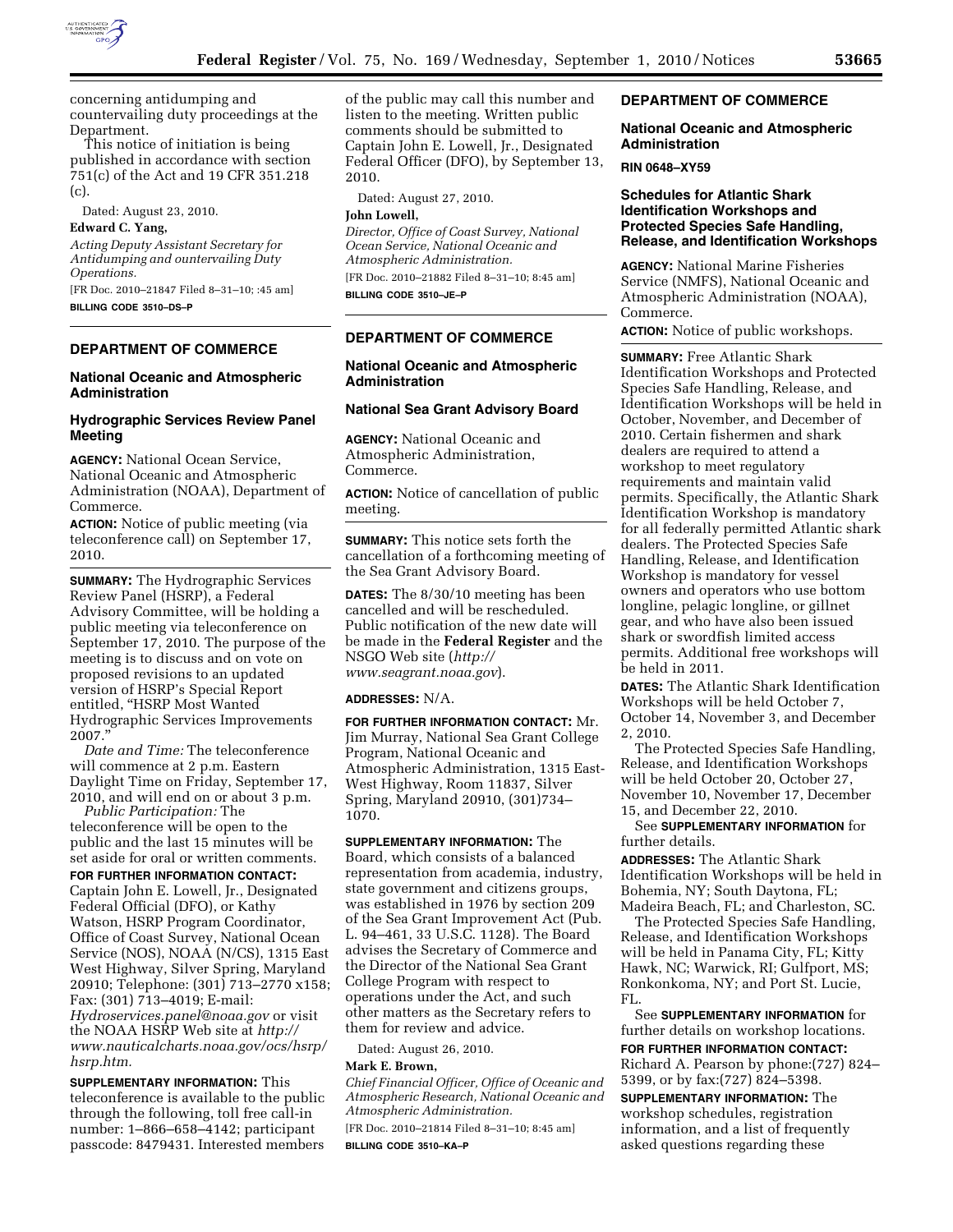concerning antidumping and countervailing duty proceedings at the Department.

This notice of initiation is being published in accordance with section 751(c) of the Act and 19 CFR 351.218 (c).

Dated: August 23, 2010.

**Edward C. Yang,**

*Acting Deputy Assistant Secretary for Antidumping and ountervailing Duty Operations.*

[FR Doc. 2010–21847 Filed 8–31–10; :45 am]

**BILLING CODE 3510–DS–P**

## DEPARTMENT OF COMMERCE

### National Oceanic and Atmospheric Administration

### Hydrographic Services Review Panel Meeting

**AGENCY:** National Ocean Service, National Oceanic and Atmospheric Administration (NOAA), Department of Commerce.

**ACTION:** Notice of public meeting (via teleconference call) on September 17, 2010.

**SUMMARY:** The Hydrographic Services Review Panel (HSRP), a Federal Advisory Committee, will be holding a public meeting via teleconference on September 17, 2010. The purpose of the meeting is to discuss and on vote on proposed revisions to an updated version of HSRP's Special Report entitled, "HSRP Most Wanted Hydrographic Services Improvements 2007."

*Date and Time:* The teleconference will commence at 2 p.m. Eastern Daylight Time on Friday, September 17, 2010, and will end on or about 3 p.m.

*Public Participation:* The teleconference will be open to the public and the last 15 minutes will be set aside for oral or written comments.

**FOR FURTHER INFORMATION CONTACT:** Captain John E. Lowell, Jr., Designated Federal Official (DFO), or Kathy Watson, HSRP Program Coordinator, Office of Coast Survey, National Ocean Service (NOS), NOAA (N/CS), 1315 East West Highway, Silver Spring, Maryland 20910; Telephone: (301) 713–2770 x158; Fax: (301) 713–4019; E-mail: *Hydroservices.panel@noaa.gov* or visit the NOAA HSRP Web site at *http://www.nauticalcharts.noaa.gov/ocs/hsrp/hsrp.htm.*

**SUPPLEMENTARY INFORMATION:** This teleconference is available to the public through the following, toll free call-in number: 1–866–658–4142; participant passcode: 8479431. Interested members of the public may call this number and listen to the meeting. Written public comments should be submitted to Captain John E. Lowell, Jr., Designated Federal Officer (DFO), by September 13, 2010.

Dated: August 27, 2010.

**John Lowell,**

*Director, Office of Coast Survey, National Ocean Service, National Oceanic and Atmospheric Administration.*

[FR Doc. 2010–21882 Filed 8–31–10; 8:45 am]

**BILLING CODE 3510–JE–P**

## DEPARTMENT OF COMMERCE

### National Oceanic and Atmospheric Administration

### National Sea Grant Advisory Board

**AGENCY:** National Oceanic and Atmospheric Administration, Commerce.

**ACTION:** Notice of cancellation of public meeting.

**SUMMARY:** This notice sets forth the cancellation of a forthcoming meeting of the Sea Grant Advisory Board.

**DATES:** The 8/30/10 meeting has been cancelled and will be rescheduled. Public notification of the new date will be made in the **Federal Register** and the NSGO Web site (*http://www.seagrant.noaa.gov*).

**ADDRESSES:** N/A.

**FOR FURTHER INFORMATION CONTACT:** Mr. Jim Murray, National Sea Grant College Program, National Oceanic and Atmospheric Administration, 1315 East-West Highway, Room 11837, Silver Spring, Maryland 20910, (301)734–1070.

**SUPPLEMENTARY INFORMATION:** The Board, which consists of a balanced representation from academia, industry, state government and citizens groups, was established in 1976 by section 209 of the Sea Grant Improvement Act (Pub. L. 94–461, 33 U.S.C. 1128). The Board advises the Secretary of Commerce and the Director of the National Sea Grant College Program with respect to operations under the Act, and such other matters as the Secretary refers to them for review and advice.

Dated: August 26, 2010.

**Mark E. Brown,**

*Chief Financial Officer, Office of Oceanic and Atmospheric Research, National Oceanic and Atmospheric Administration.*

[FR Doc. 2010–21814 Filed 8–31–10; 8:45 am]

**BILLING CODE 3510–KA–P**

## DEPARTMENT OF COMMERCE

### National Oceanic and Atmospheric Administration

**RIN 0648–XY59**

### Schedules for Atlantic Shark Identification Workshops and Protected Species Safe Handling, Release, and Identification Workshops

**AGENCY:** National Marine Fisheries Service (NMFS), National Oceanic and Atmospheric Administration (NOAA), Commerce.

**ACTION:** Notice of public workshops.

**SUMMARY:** Free Atlantic Shark Identification Workshops and Protected Species Safe Handling, Release, and Identification Workshops will be held in October, November, and December of 2010. Certain fishermen and shark dealers are required to attend a workshop to meet regulatory requirements and maintain valid permits. Specifically, the Atlantic Shark Identification Workshop is mandatory for all federally permitted Atlantic shark dealers. The Protected Species Safe Handling, Release, and Identification Workshop is mandatory for vessel owners and operators who use bottom longline, pelagic longline, or gillnet gear, and who have also been issued shark or swordfish limited access permits. Additional free workshops will be held in 2011.

**DATES:** The Atlantic Shark Identification Workshops will be held October 7, October 14, November 3, and December 2, 2010.

The Protected Species Safe Handling, Release, and Identification Workshops will be held October 20, October 27, November 10, November 17, December 15, and December 22, 2010.

See **SUPPLEMENTARY INFORMATION** for further details.

**ADDRESSES:** The Atlantic Shark Identification Workshops will be held in Bohemia, NY; South Daytona, FL; Madeira Beach, FL; and Charleston, SC.

The Protected Species Safe Handling, Release, and Identification Workshops will be held in Panama City, FL; Kitty Hawk, NC; Warwick, RI; Gulfport, MS; Ronkonkoma, NY; and Port St. Lucie, FL.

See **SUPPLEMENTARY INFORMATION** for further details on workshop locations.

**FOR FURTHER INFORMATION CONTACT:** Richard A. Pearson by phone:(727) 824–5399, or by fax:(727) 824–5398.

**SUPPLEMENTARY INFORMATION:** The workshop schedules, registration information, and a list of frequently asked questions regarding these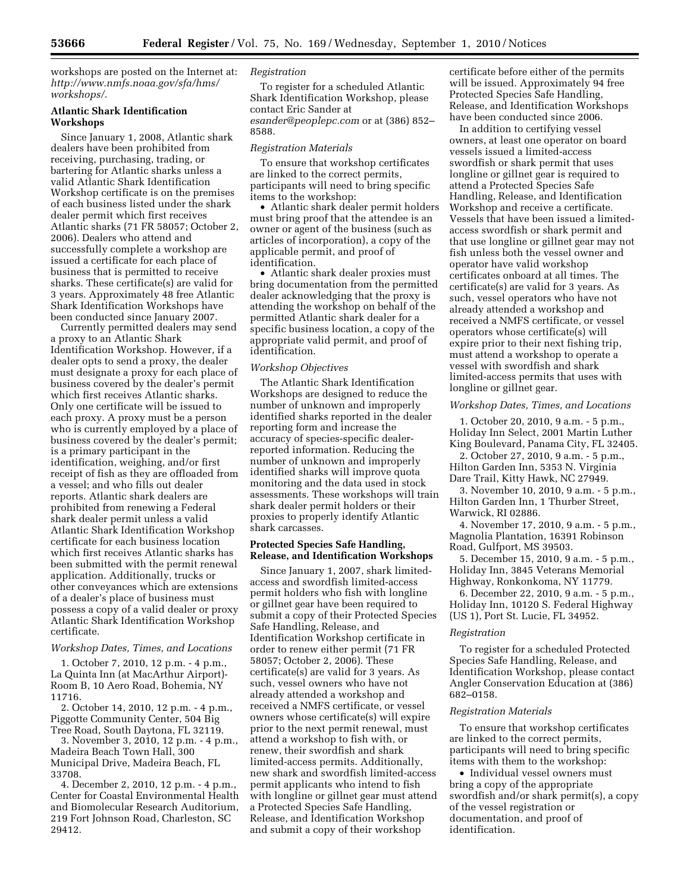workshops are posted on the Internet at: *http://www.nmfs.noaa.gov/sfa/hms/workshops/*.

## Atlantic Shark Identification Workshops

Since January 1, 2008, Atlantic shark dealers have been prohibited from receiving, purchasing, trading, or bartering for Atlantic sharks unless a valid Atlantic Shark Identification Workshop certificate is on the premises of each business listed under the shark dealer permit which first receives Atlantic sharks (71 FR 58057; October 2, 2006). Dealers who attend and successfully complete a workshop are issued a certificate for each place of business that is permitted to receive sharks. These certificate(s) are valid for 3 years. Approximately 48 free Atlantic Shark Identification Workshops have been conducted since January 2007.

Currently permitted dealers may send a proxy to an Atlantic Shark Identification Workshop. However, if a dealer opts to send a proxy, the dealer must designate a proxy for each place of business covered by the dealer's permit which first receives Atlantic sharks. Only one certificate will be issued to each proxy. A proxy must be a person who is currently employed by a place of business covered by the dealer's permit; is a primary participant in the identification, weighing, and/or first receipt of fish as they are offloaded from a vessel; and who fills out dealer reports. Atlantic shark dealers are prohibited from renewing a Federal shark dealer permit unless a valid Atlantic Shark Identification Workshop certificate for each business location which first receives Atlantic sharks has been submitted with the permit renewal application. Additionally, trucks or other conveyances which are extensions of a dealer's place of business must possess a copy of a valid dealer or proxy Atlantic Shark Identification Workshop certificate.

### *Workshop Dates, Times, and Locations*

1. October 7, 2010, 12 p.m. - 4 p.m., La Quinta Inn (at MacArthur Airport)-Room B, 10 Aero Road, Bohemia, NY 11716.

2. October 14, 2010, 12 p.m. - 4 p.m., Piggotte Community Center, 504 Big Tree Road, South Daytona, FL 32119.

3. November 3, 2010, 12 p.m. - 4 p.m., Madeira Beach Town Hall, 300 Municipal Drive, Madeira Beach, FL 33708.

4. December 2, 2010, 12 p.m. - 4 p.m., Center for Coastal Environmental Health and Biomolecular Research Auditorium, 219 Fort Johnson Road, Charleston, SC 29412.

### *Registration*

To register for a scheduled Atlantic Shark Identification Workshop, please contact Eric Sander at *esander@peoplepc.com* or at (386) 852–8588.

### *Registration Materials*

To ensure that workshop certificates are linked to the correct permits, participants will need to bring specific items to the workshop:

- Atlantic shark dealer permit holders must bring proof that the attendee is an owner or agent of the business (such as articles of incorporation), a copy of the applicable permit, and proof of identification.
- Atlantic shark dealer proxies must bring documentation from the permitted dealer acknowledging that the proxy is attending the workshop on behalf of the permitted Atlantic shark dealer for a specific business location, a copy of the appropriate valid permit, and proof of identification.

### *Workshop Objectives*

The Atlantic Shark Identification Workshops are designed to reduce the number of unknown and improperly identified sharks reported in the dealer reporting form and increase the accuracy of species-specific dealer-reported information. Reducing the number of unknown and improperly identified sharks will improve quota monitoring and the data used in stock assessments. These workshops will train shark dealer permit holders or their proxies to properly identify Atlantic shark carcasses.

## Protected Species Safe Handling, Release, and Identification Workshops

Since January 1, 2007, shark limited-access and swordfish limited-access permit holders who fish with longline or gillnet gear have been required to submit a copy of their Protected Species Safe Handling, Release, and Identification Workshop certificate in order to renew either permit (71 FR 58057; October 2, 2006). These certificate(s) are valid for 3 years. As such, vessel owners who have not already attended a workshop and received a NMFS certificate, or vessel owners whose certificate(s) will expire prior to the next permit renewal, must attend a workshop to fish with, or renew, their swordfish and shark limited-access permits. Additionally, new shark and swordfish limited-access permit applicants who intend to fish with longline or gillnet gear must attend a Protected Species Safe Handling, Release, and Identification Workshop and submit a copy of their workshop certificate before either of the permits will be issued. Approximately 94 free Protected Species Safe Handling, Release, and Identification Workshops have been conducted since 2006.

In addition to certifying vessel owners, at least one operator on board vessels issued a limited-access swordfish or shark permit that uses longline or gillnet gear is required to attend a Protected Species Safe Handling, Release, and Identification Workshop and receive a certificate. Vessels that have been issued a limited-access swordfish or shark permit and that use longline or gillnet gear may not fish unless both the vessel owner and operator have valid workshop certificates onboard at all times. The certificate(s) are valid for 3 years. As such, vessel operators who have not already attended a workshop and received a NMFS certificate, or vessel operators whose certificate(s) will expire prior to their next fishing trip, must attend a workshop to operate a vessel with swordfish and shark limited-access permits that uses with longline or gillnet gear.

### *Workshop Dates, Times, and Locations*

1. October 20, 2010, 9 a.m. - 5 p.m., Holiday Inn Select, 2001 Martin Luther King Boulevard, Panama City, FL 32405.

2. October 27, 2010, 9 a.m. - 5 p.m., Hilton Garden Inn, 5353 N. Virginia Dare Trail, Kitty Hawk, NC 27949.

3. November 10, 2010, 9 a.m. - 5 p.m., Hilton Garden Inn, 1 Thurber Street, Warwick, RI 02886.

4. November 17, 2010, 9 a.m. - 5 p.m., Magnolia Plantation, 16391 Robinson Road, Gulfport, MS 39503.

5. December 15, 2010, 9 a.m. - 5 p.m., Holiday Inn, 3845 Veterans Memorial Highway, Ronkonkoma, NY 11779.

6. December 22, 2010, 9 a.m. - 5 p.m., Holiday Inn, 10120 S. Federal Highway (US 1), Port St. Lucie, FL 34952.

### *Registration*

To register for a scheduled Protected Species Safe Handling, Release, and Identification Workshop, please contact Angler Conservation Education at (386) 682–0158.

### *Registration Materials*

To ensure that workshop certificates are linked to the correct permits, participants will need to bring specific items with them to the workshop:

- Individual vessel owners must bring a copy of the appropriate swordfish and/or shark permit(s), a copy of the vessel registration or documentation, and proof of identification.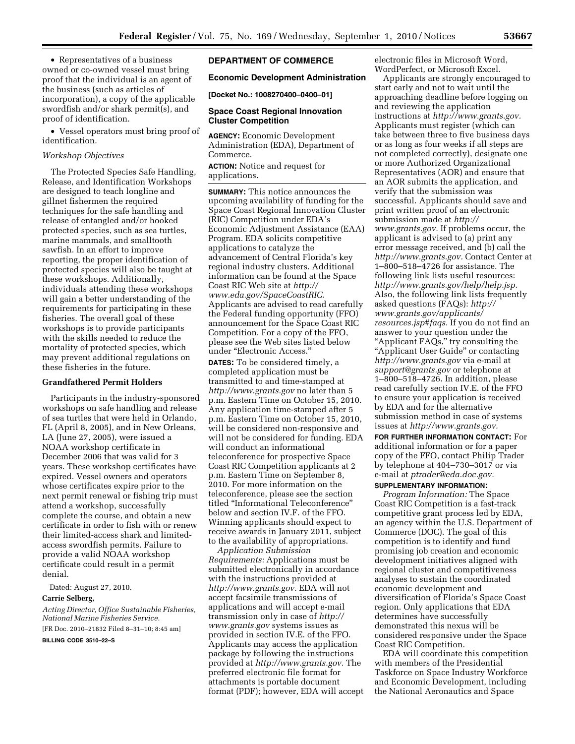- Representatives of a business owned or co-owned vessel must bring proof that the individual is an agent of the business (such as articles of incorporation), a copy of the applicable swordfish and/or shark permit(s), and proof of identification.

- Vessel operators must bring proof of identification.

*Workshop Objectives*

The Protected Species Safe Handling, Release, and Identification Workshops are designed to teach longline and gillnet fishermen the required techniques for the safe handling and release of entangled and/or hooked protected species, such as sea turtles, marine mammals, and smalltooth sawfish. In an effort to improve reporting, the proper identification of protected species will also be taught at these workshops. Additionally, individuals attending these workshops will gain a better understanding of the requirements for participating in these fisheries. The overall goal of these workshops is to provide participants with the skills needed to reduce the mortality of protected species, which may prevent additional regulations on these fisheries in the future.

**Grandfathered Permit Holders**

Participants in the industry-sponsored workshops on safe handling and release of sea turtles that were held in Orlando, FL (April 8, 2005), and in New Orleans, LA (June 27, 2005), were issued a NOAA workshop certificate in December 2006 that was valid for 3 years. These workshop certificates have expired. Vessel owners and operators whose certificates expire prior to the next permit renewal or fishing trip must attend a workshop, successfully complete the course, and obtain a new certificate in order to fish with or renew their limited-access shark and limited-access swordfish permits. Failure to provide a valid NOAA workshop certificate could result in a permit denial.

Dated: August 27, 2010.

**Carrie Selberg,**

*Acting Director, Office Sustainable Fisheries, National Marine Fisheries Service.*

[FR Doc. 2010–21832 Filed 8–31–10; 8:45 am]

**BILLING CODE 3510–22–S**

## DEPARTMENT OF COMMERCE

### Economic Development Administration

**[Docket No.: 1008270400–0400–01]**

### Space Coast Regional Innovation Cluster Competition

**AGENCY:** Economic Development Administration (EDA), Department of Commerce.

**ACTION:** Notice and request for applications.

**SUMMARY:** This notice announces the upcoming availability of funding for the Space Coast Regional Innovation Cluster (RIC) Competition under EDA's Economic Adjustment Assistance (EAA) Program. EDA solicits competitive applications to catalyze the advancement of Central Florida's key regional industry clusters. Additional information can be found at the Space Coast RIC Web site at *http://www.eda.gov/SpaceCoastRIC.* Applicants are advised to read carefully the Federal funding opportunity (FFO) announcement for the Space Coast RIC Competition. For a copy of the FFO, please see the Web sites listed below under "Electronic Access."

**DATES:** To be considered timely, a completed application must be transmitted to and time-stamped at *http://www.grants.gov* no later than 5 p.m. Eastern Time on October 15, 2010. Any application time-stamped after 5 p.m. Eastern Time on October 15, 2010, will be considered non-responsive and will not be considered for funding. EDA will conduct an informational teleconference for prospective Space Coast RIC Competition applicants at 2 p.m. Eastern Time on September 8, 2010. For more information on the teleconference, please see the section titled "Informational Teleconference" below and section IV.F. of the FFO. Winning applicants should expect to receive awards in January 2011, subject to the availability of appropriations.

*Application Submission Requirements:* Applications must be submitted electronically in accordance with the instructions provided at *http://www.grants.gov.* EDA will not accept facsimile transmissions of applications and will accept e-mail transmission only in case of *http://www.grants.gov* systems issues as provided in section IV.E. of the FFO. Applicants may access the application package by following the instructions provided at *http://www.grants.gov.* The preferred electronic file format for attachments is portable document format (PDF); however, EDA will accept electronic files in Microsoft Word, WordPerfect, or Microsoft Excel.

Applicants are strongly encouraged to start early and not to wait until the approaching deadline before logging on and reviewing the application instructions at *http://www.grants.gov.* Applicants must register (which can take between three to five business days or as long as four weeks if all steps are not completed correctly), designate one or more Authorized Organizational Representatives (AOR) and ensure that an AOR submits the application, and verify that the submission was successful. Applicants should save and print written proof of an electronic submission made at *http://www.grants.gov.* If problems occur, the applicant is advised to (a) print any error message received, and (b) call the *http://www.grants.gov.* Contact Center at 1–800–518–4726 for assistance. The following link lists useful resources: *http://www.grants.gov/help/help.jsp.* Also, the following link lists frequently asked questions (FAQs): *http://www.grants.gov/applicants/resources.jsp#faqs.* If you do not find an answer to your question under the "Applicant FAQs," try consulting the "Applicant User Guide" or contacting *http://www.grants.gov* via e-mail at *support@grants.gov* or telephone at 1–800–518–4726. In addition, please read carefully section IV.E. of the FFO to ensure your application is received by EDA and for the alternative submission method in case of systems issues at *http://www.grants.gov.*

**FOR FURTHER INFORMATION CONTACT:** For additional information or for a paper copy of the FFO, contact Philip Trader by telephone at 404–730–3017 or via e-mail at *ptrader@eda.doc.gov.*

**SUPPLEMENTARY INFORMATION:**

*Program Information:* The Space Coast RIC Competition is a fast-track competitive grant process led by EDA, an agency within the U.S. Department of Commerce (DOC). The goal of this competition is to identify and fund promising job creation and economic development initiatives aligned with regional cluster and competitiveness analyses to sustain the coordinated economic development and diversification of Florida's Space Coast region. Only applications that EDA determines have successfully demonstrated this nexus will be considered responsive under the Space Coast RIC Competition.

EDA will coordinate this competition with members of the Presidential Taskforce on Space Industry Workforce and Economic Development, including the National Aeronautics and Space